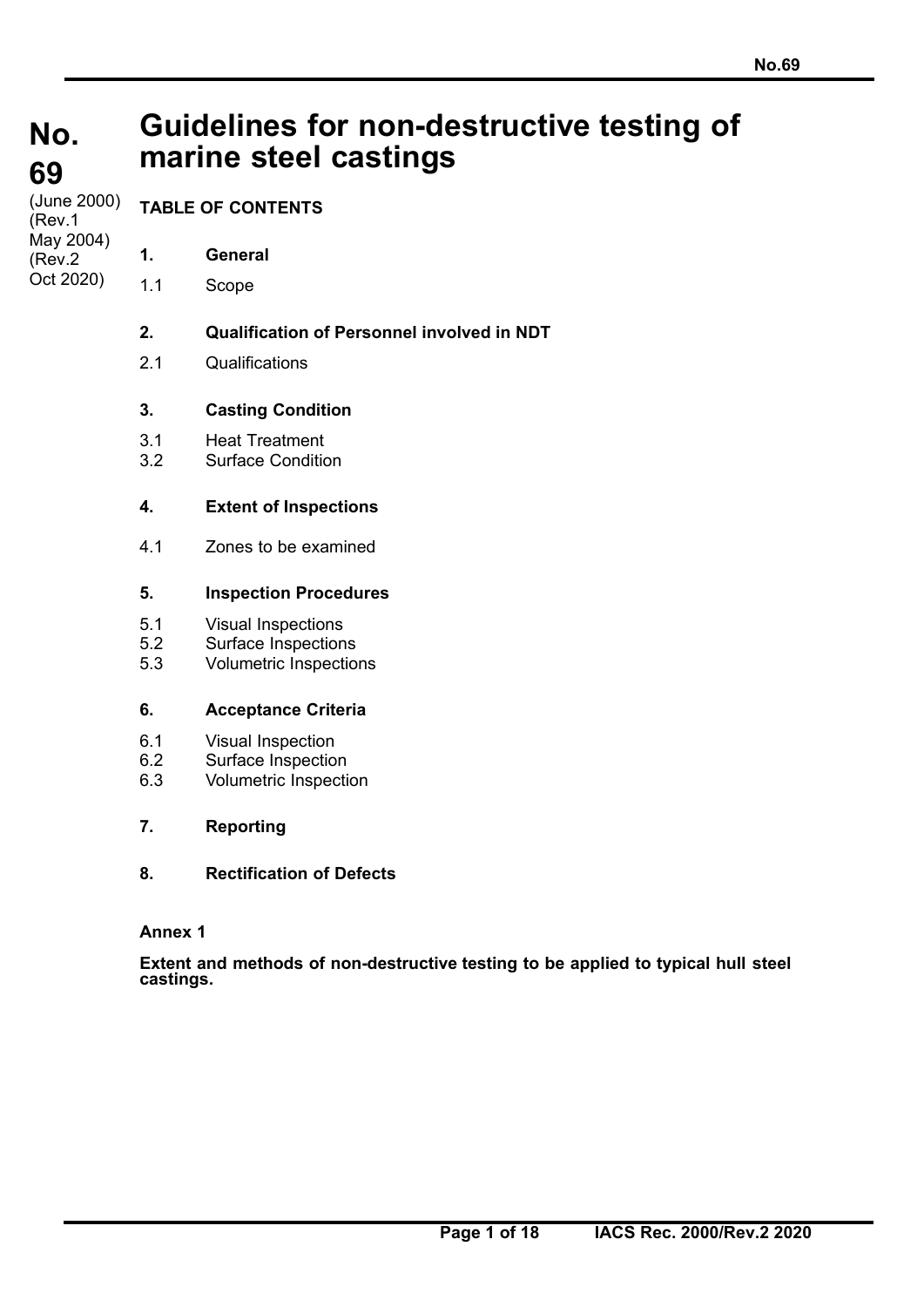# No. 69

(June 2000)
(Rev.1 May 2004)
(Rev.2 Oct 2020)

# Guidelines for non-destructive testing of marine steel castings

**TABLE OF CONTENTS**

**1. General**

1.1 Scope

**2. Qualification of Personnel involved in NDT**

2.1 Qualifications

**3. Casting Condition**

3.1 Heat Treatment
3.2 Surface Condition

**4. Extent of Inspections**

4.1 Zones to be examined

**5. Inspection Procedures**

5.1 Visual Inspections
5.2 Surface Inspections
5.3 Volumetric Inspections

**6. Acceptance Criteria**

6.1 Visual Inspection
6.2 Surface Inspection
6.3 Volumetric Inspection

**7. Reporting**

**8. Rectification of Defects**

**Annex 1**

**Extent and methods of non-destructive testing to be applied to typical hull steel castings.**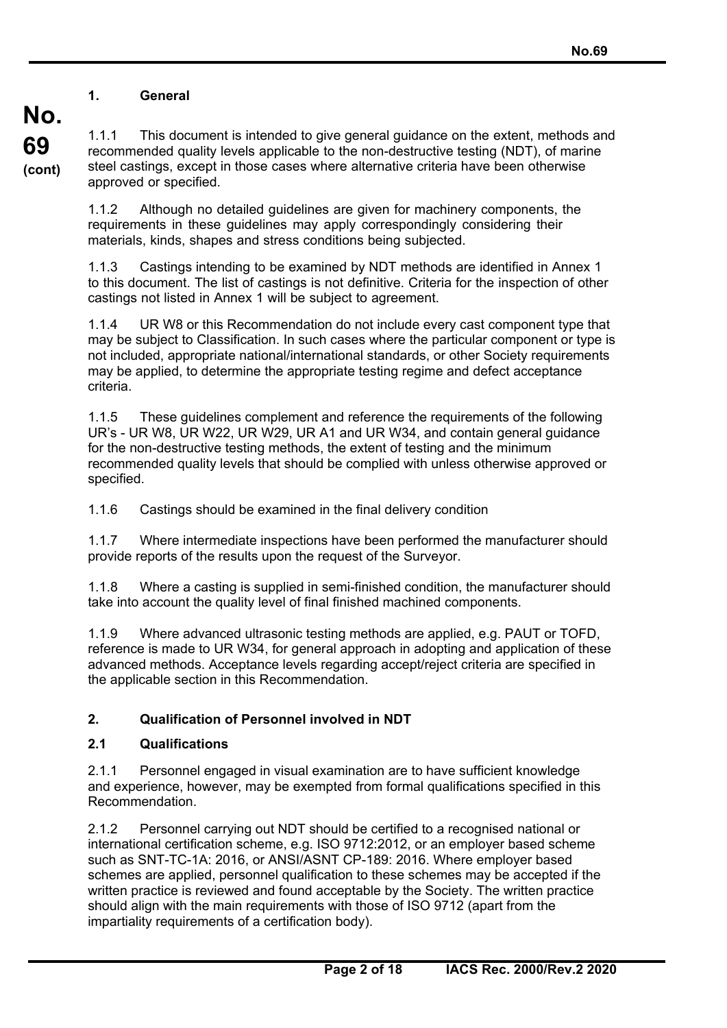## 1. General

1.1.1 This document is intended to give general guidance on the extent, methods and recommended quality levels applicable to the non-destructive testing (NDT), of marine steel castings, except in those cases where alternative criteria have been otherwise approved or specified.

1.1.2 Although no detailed guidelines are given for machinery components, the requirements in these guidelines may apply correspondingly considering their materials, kinds, shapes and stress conditions being subjected.

1.1.3 Castings intending to be examined by NDT methods are identified in Annex 1 to this document. The list of castings is not definitive. Criteria for the inspection of other castings not listed in Annex 1 will be subject to agreement.

1.1.4 UR W8 or this Recommendation do not include every cast component type that may be subject to Classification. In such cases where the particular component or type is not included, appropriate national/international standards, or other Society requirements may be applied, to determine the appropriate testing regime and defect acceptance criteria.

1.1.5 These guidelines complement and reference the requirements of the following UR's - UR W8, UR W22, UR W29, UR A1 and UR W34, and contain general guidance for the non-destructive testing methods, the extent of testing and the minimum recommended quality levels that should be complied with unless otherwise approved or specified.

1.1.6 Castings should be examined in the final delivery condition

1.1.7 Where intermediate inspections have been performed the manufacturer should provide reports of the results upon the request of the Surveyor.

1.1.8 Where a casting is supplied in semi-finished condition, the manufacturer should take into account the quality level of final finished machined components.

1.1.9 Where advanced ultrasonic testing methods are applied, e.g. PAUT or TOFD, reference is made to UR W34, for general approach in adopting and application of these advanced methods. Acceptance levels regarding accept/reject criteria are specified in the applicable section in this Recommendation.

## 2. Qualification of Personnel involved in NDT

### 2.1 Qualifications

2.1.1 Personnel engaged in visual examination are to have sufficient knowledge and experience, however, may be exempted from formal qualifications specified in this Recommendation.

2.1.2 Personnel carrying out NDT should be certified to a recognised national or international certification scheme, e.g. ISO 9712:2012, or an employer based scheme such as SNT-TC-1A: 2016, or ANSI/ASNT CP-189: 2016. Where employer based schemes are applied, personnel qualification to these schemes may be accepted if the written practice is reviewed and found acceptable by the Society. The written practice should align with the main requirements with those of ISO 9712 (apart from the impartiality requirements of a certification body).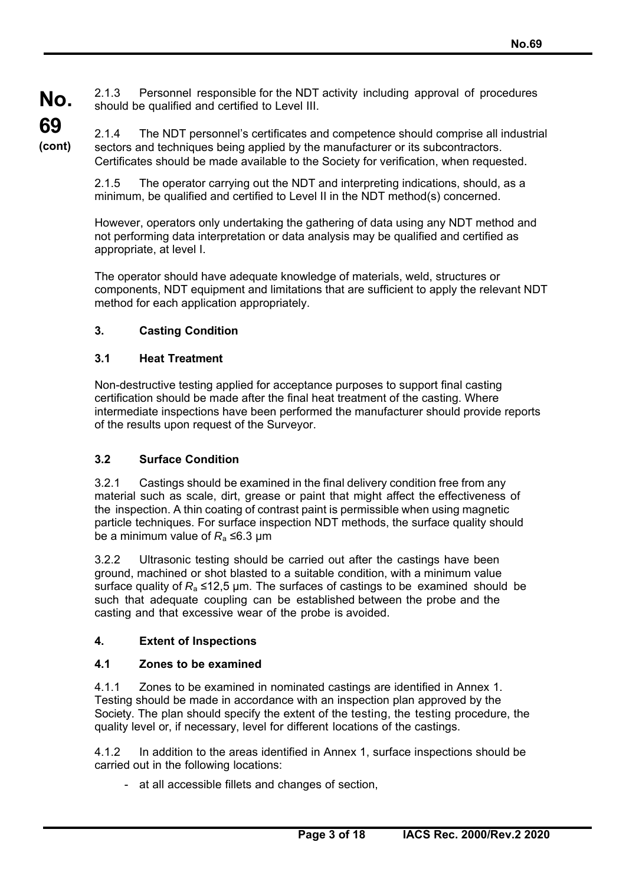2.1.3 Personnel responsible for the NDT activity including approval of procedures should be qualified and certified to Level III.

2.1.4 The NDT personnel's certificates and competence should comprise all industrial sectors and techniques being applied by the manufacturer or its subcontractors. Certificates should be made available to the Society for verification, when requested.

2.1.5 The operator carrying out the NDT and interpreting indications, should, as a minimum, be qualified and certified to Level II in the NDT method(s) concerned.

However, operators only undertaking the gathering of data using any NDT method and not performing data interpretation or data analysis may be qualified and certified as appropriate, at level I.

The operator should have adequate knowledge of materials, weld, structures or components, NDT equipment and limitations that are sufficient to apply the relevant NDT method for each application appropriately.

## 3. Casting Condition

### 3.1 Heat Treatment

Non-destructive testing applied for acceptance purposes to support final casting certification should be made after the final heat treatment of the casting. Where intermediate inspections have been performed the manufacturer should provide reports of the results upon request of the Surveyor.

### 3.2 Surface Condition

3.2.1 Castings should be examined in the final delivery condition free from any material such as scale, dirt, grease or paint that might affect the effectiveness of the inspection. A thin coating of contrast paint is permissible when using magnetic particle techniques. For surface inspection NDT methods, the surface quality should be a minimum value of $R_a$ ≤6.3 μm

3.2.2 Ultrasonic testing should be carried out after the castings have been ground, machined or shot blasted to a suitable condition, with a minimum value surface quality of $R_a$ ≤12,5 μm. The surfaces of castings to be examined should be such that adequate coupling can be established between the probe and the casting and that excessive wear of the probe is avoided.

## 4. Extent of Inspections

### 4.1 Zones to be examined

4.1.1 Zones to be examined in nominated castings are identified in Annex 1. Testing should be made in accordance with an inspection plan approved by the Society. The plan should specify the extent of the testing, the testing procedure, the quality level or, if necessary, level for different locations of the castings.

4.1.2 In addition to the areas identified in Annex 1, surface inspections should be carried out in the following locations:

- at all accessible fillets and changes of section,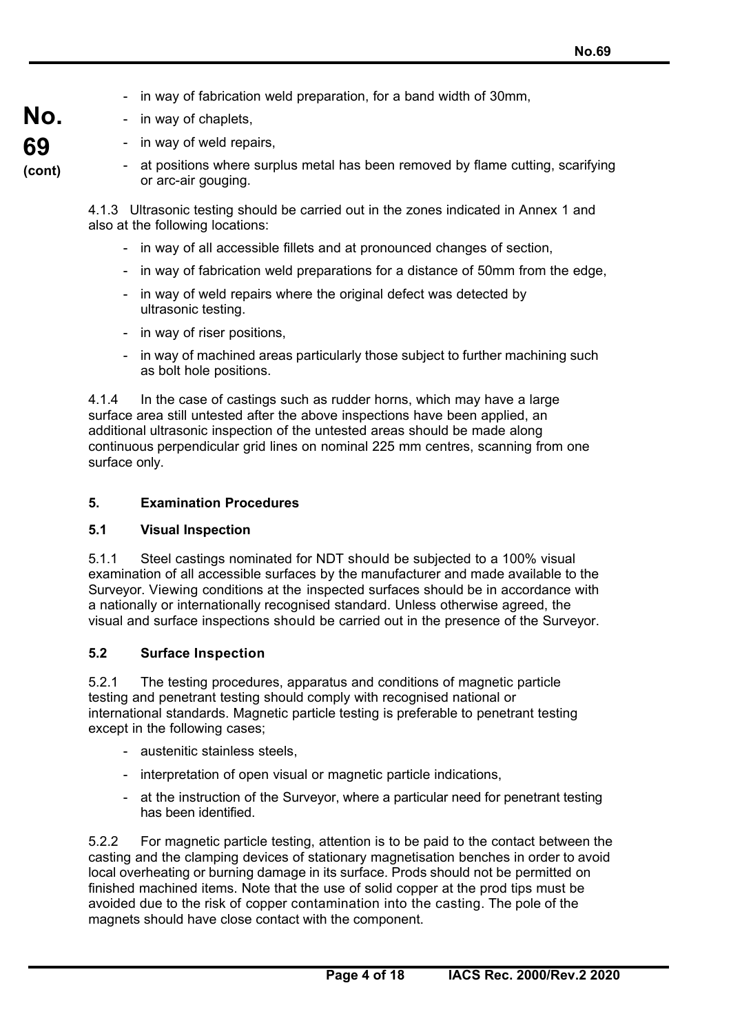- in way of fabrication weld preparation, for a band width of 30mm,
- in way of chaplets,
- in way of weld repairs,
- at positions where surplus metal has been removed by flame cutting, scarifying or arc-air gouging.

4.1.3 Ultrasonic testing should be carried out in the zones indicated in Annex 1 and also at the following locations:

- in way of all accessible fillets and at pronounced changes of section,
- in way of fabrication weld preparations for a distance of 50mm from the edge,
- in way of weld repairs where the original defect was detected by ultrasonic testing.
- in way of riser positions,
- in way of machined areas particularly those subject to further machining such as bolt hole positions.

4.1.4 In the case of castings such as rudder horns, which may have a large surface area still untested after the above inspections have been applied, an additional ultrasonic inspection of the untested areas should be made along continuous perpendicular grid lines on nominal 225 mm centres, scanning from one surface only.

## 5. Examination Procedures

### 5.1 Visual Inspection

5.1.1 Steel castings nominated for NDT should be subjected to a 100% visual examination of all accessible surfaces by the manufacturer and made available to the Surveyor. Viewing conditions at the inspected surfaces should be in accordance with a nationally or internationally recognised standard. Unless otherwise agreed, the visual and surface inspections should be carried out in the presence of the Surveyor.

### 5.2 Surface Inspection

5.2.1 The testing procedures, apparatus and conditions of magnetic particle testing and penetrant testing should comply with recognised national or international standards. Magnetic particle testing is preferable to penetrant testing except in the following cases;

- austenitic stainless steels,
- interpretation of open visual or magnetic particle indications,
- at the instruction of the Surveyor, where a particular need for penetrant testing has been identified.

5.2.2 For magnetic particle testing, attention is to be paid to the contact between the casting and the clamping devices of stationary magnetisation benches in order to avoid local overheating or burning damage in its surface. Prods should not be permitted on finished machined items. Note that the use of solid copper at the prod tips must be avoided due to the risk of copper contamination into the casting. The pole of the magnets should have close contact with the component.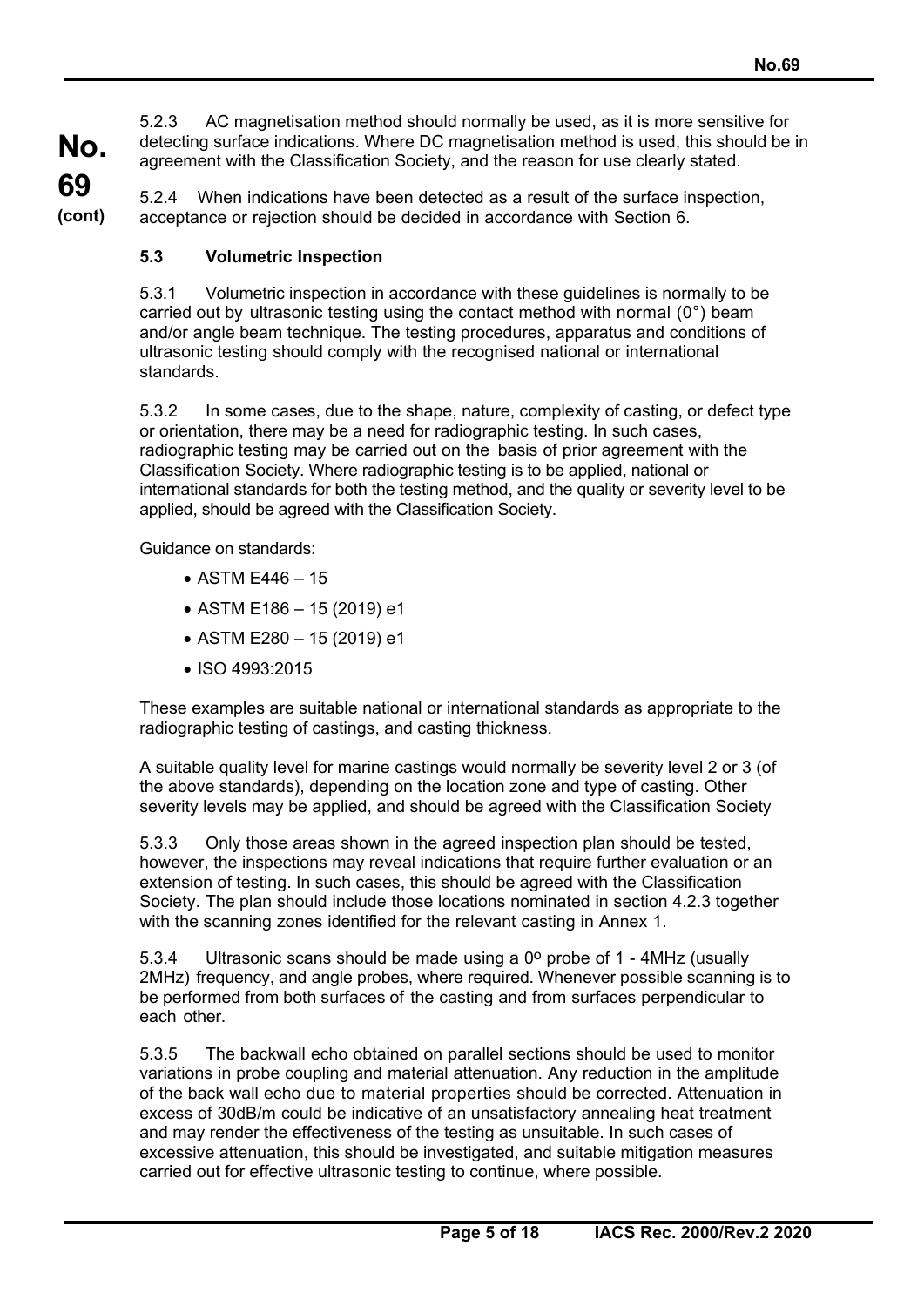5.2.3 AC magnetisation method should normally be used, as it is more sensitive for detecting surface indications. Where DC magnetisation method is used, this should be in agreement with the Classification Society, and the reason for use clearly stated.

5.2.4 When indications have been detected as a result of the surface inspection, acceptance or rejection should be decided in accordance with Section 6.

### 5.3 Volumetric Inspection

5.3.1 Volumetric inspection in accordance with these guidelines is normally to be carried out by ultrasonic testing using the contact method with normal (0°) beam and/or angle beam technique. The testing procedures, apparatus and conditions of ultrasonic testing should comply with the recognised national or international standards.

5.3.2 In some cases, due to the shape, nature, complexity of casting, or defect type or orientation, there may be a need for radiographic testing. In such cases, radiographic testing may be carried out on the basis of prior agreement with the Classification Society. Where radiographic testing is to be applied, national or international standards for both the testing method, and the quality or severity level to be applied, should be agreed with the Classification Society.

Guidance on standards:

- ASTM E446 – 15
- ASTM E186 – 15 (2019) e1
- ASTM E280 – 15 (2019) e1
- ISO 4993:2015

These examples are suitable national or international standards as appropriate to the radiographic testing of castings, and casting thickness.

A suitable quality level for marine castings would normally be severity level 2 or 3 (of the above standards), depending on the location zone and type of casting. Other severity levels may be applied, and should be agreed with the Classification Society

5.3.3 Only those areas shown in the agreed inspection plan should be tested, however, the inspections may reveal indications that require further evaluation or an extension of testing. In such cases, this should be agreed with the Classification Society. The plan should include those locations nominated in section 4.2.3 together with the scanning zones identified for the relevant casting in Annex 1.

5.3.4 Ultrasonic scans should be made using a 0º probe of 1 - 4MHz (usually 2MHz) frequency, and angle probes, where required. Whenever possible scanning is to be performed from both surfaces of the casting and from surfaces perpendicular to each other.

5.3.5 The backwall echo obtained on parallel sections should be used to monitor variations in probe coupling and material attenuation. Any reduction in the amplitude of the back wall echo due to material properties should be corrected. Attenuation in excess of 30dB/m could be indicative of an unsatisfactory annealing heat treatment and may render the effectiveness of the testing as unsuitable. In such cases of excessive attenuation, this should be investigated, and suitable mitigation measures carried out for effective ultrasonic testing to continue, where possible.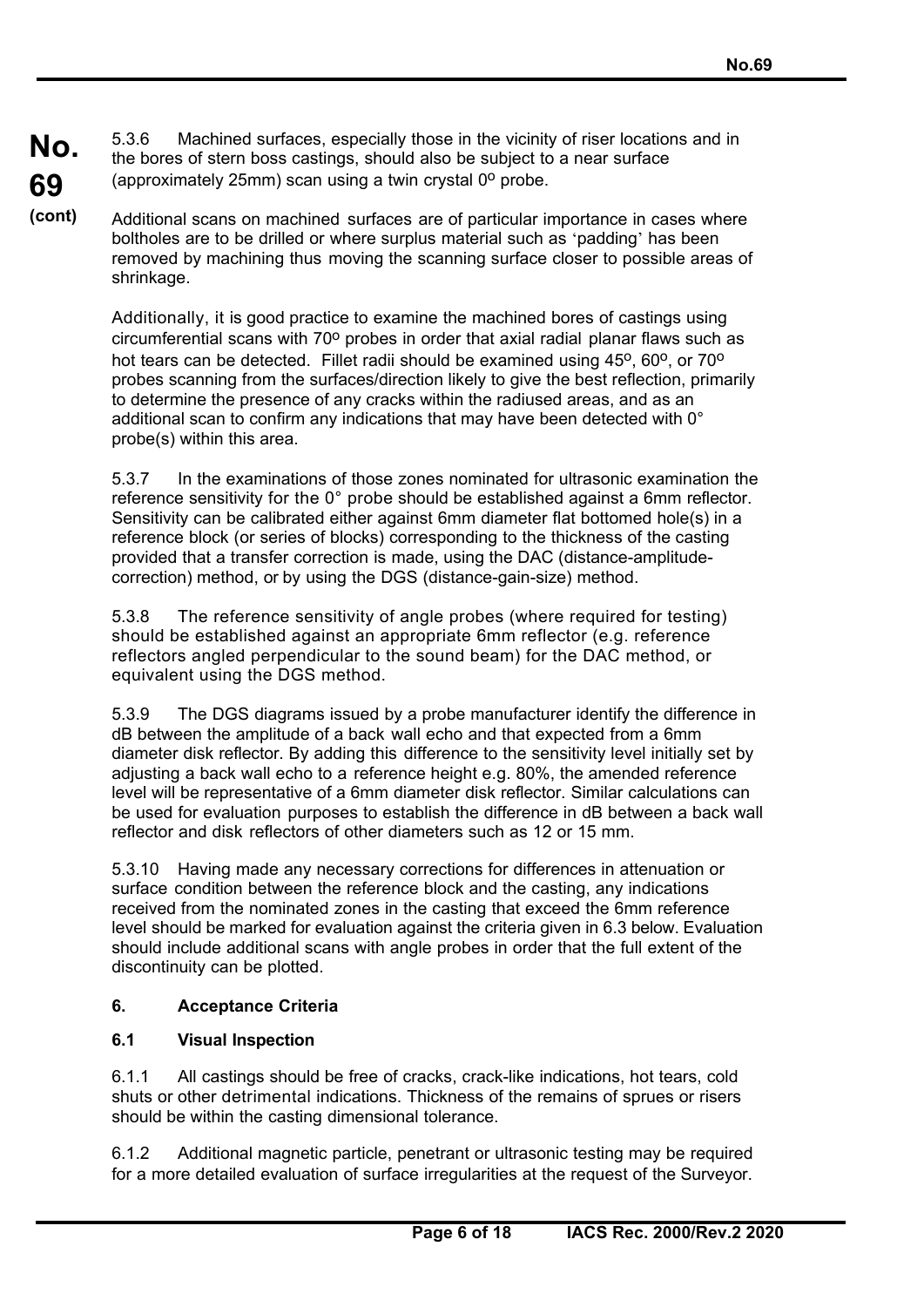5.3.6 Machined surfaces, especially those in the vicinity of riser locations and in the bores of stern boss castings, should also be subject to a near surface (approximately 25mm) scan using a twin crystal 0º probe.

Additional scans on machined surfaces are of particular importance in cases where boltholes are to be drilled or where surplus material such as 'padding' has been removed by machining thus moving the scanning surface closer to possible areas of shrinkage.

Additionally, it is good practice to examine the machined bores of castings using circumferential scans with 70º probes in order that axial radial planar flaws such as hot tears can be detected. Fillet radii should be examined using 45º, 60º, or 70º probes scanning from the surfaces/direction likely to give the best reflection, primarily to determine the presence of any cracks within the radiused areas, and as an additional scan to confirm any indications that may have been detected with 0° probe(s) within this area.

5.3.7 In the examinations of those zones nominated for ultrasonic examination the reference sensitivity for the 0° probe should be established against a 6mm reflector. Sensitivity can be calibrated either against 6mm diameter flat bottomed hole(s) in a reference block (or series of blocks) corresponding to the thickness of the casting provided that a transfer correction is made, using the DAC (distance-amplitude-correction) method, or by using the DGS (distance-gain-size) method.

5.3.8 The reference sensitivity of angle probes (where required for testing) should be established against an appropriate 6mm reflector (e.g. reference reflectors angled perpendicular to the sound beam) for the DAC method, or equivalent using the DGS method.

5.3.9 The DGS diagrams issued by a probe manufacturer identify the difference in dB between the amplitude of a back wall echo and that expected from a 6mm diameter disk reflector. By adding this difference to the sensitivity level initially set by adjusting a back wall echo to a reference height e.g. 80%, the amended reference level will be representative of a 6mm diameter disk reflector. Similar calculations can be used for evaluation purposes to establish the difference in dB between a back wall reflector and disk reflectors of other diameters such as 12 or 15 mm.

5.3.10 Having made any necessary corrections for differences in attenuation or surface condition between the reference block and the casting, any indications received from the nominated zones in the casting that exceed the 6mm reference level should be marked for evaluation against the criteria given in 6.3 below. Evaluation should include additional scans with angle probes in order that the full extent of the discontinuity can be plotted.

## 6. Acceptance Criteria

### 6.1 Visual Inspection

6.1.1 All castings should be free of cracks, crack-like indications, hot tears, cold shuts or other detrimental indications. Thickness of the remains of sprues or risers should be within the casting dimensional tolerance.

6.1.2 Additional magnetic particle, penetrant or ultrasonic testing may be required for a more detailed evaluation of surface irregularities at the request of the Surveyor.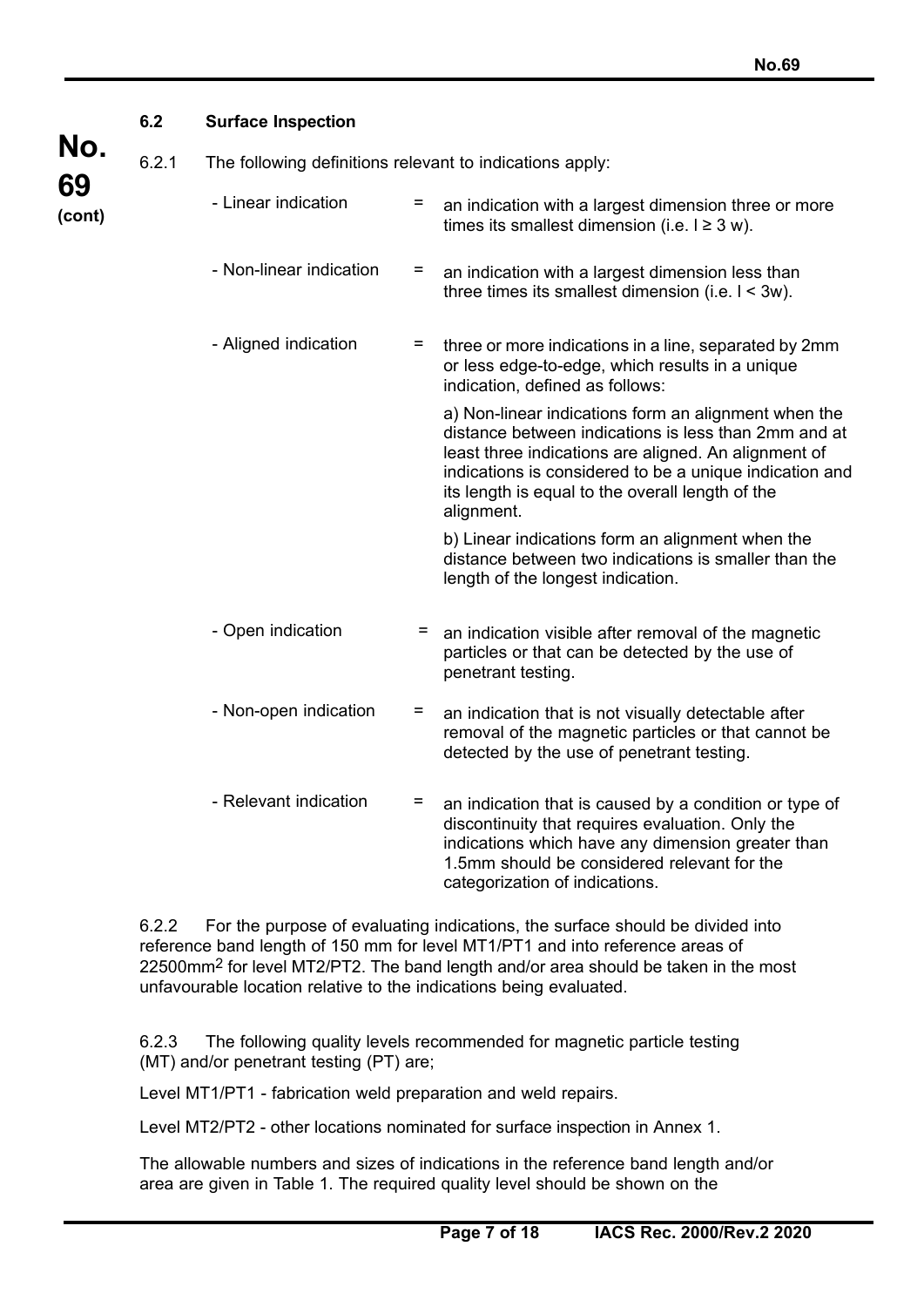### 6.2 Surface Inspection

6.2.1 The following definitions relevant to indications apply:

- Linear indication = an indication with a largest dimension three or more times its smallest dimension (i.e. $l \geq 3$ w).

- Non-linear indication = an indication with a largest dimension less than three times its smallest dimension (i.e. $l < 3w$).

- Aligned indication = three or more indications in a line, separated by 2mm or less edge-to-edge, which results in a unique indication, defined as follows:

  a) Non-linear indications form an alignment when the distance between indications is less than 2mm and at least three indications are aligned. An alignment of indications is considered to be a unique indication and its length is equal to the overall length of the alignment.

  b) Linear indications form an alignment when the distance between two indications is smaller than the length of the longest indication.

- Open indication = an indication visible after removal of the magnetic particles or that can be detected by the use of penetrant testing.

- Non-open indication = an indication that is not visually detectable after removal of the magnetic particles or that cannot be detected by the use of penetrant testing.

- Relevant indication = an indication that is caused by a condition or type of discontinuity that requires evaluation. Only the indications which have any dimension greater than 1.5mm should be considered relevant for the categorization of indications.

6.2.2 For the purpose of evaluating indications, the surface should be divided into reference band length of 150 mm for level MT1/PT1 and into reference areas of 22500mm$^2$ for level MT2/PT2. The band length and/or area should be taken in the most unfavourable location relative to the indications being evaluated.

6.2.3 The following quality levels recommended for magnetic particle testing (MT) and/or penetrant testing (PT) are;

Level MT1/PT1 - fabrication weld preparation and weld repairs.

Level MT2/PT2 - other locations nominated for surface inspection in Annex 1.

The allowable numbers and sizes of indications in the reference band length and/or area are given in Table 1. The required quality level should be shown on the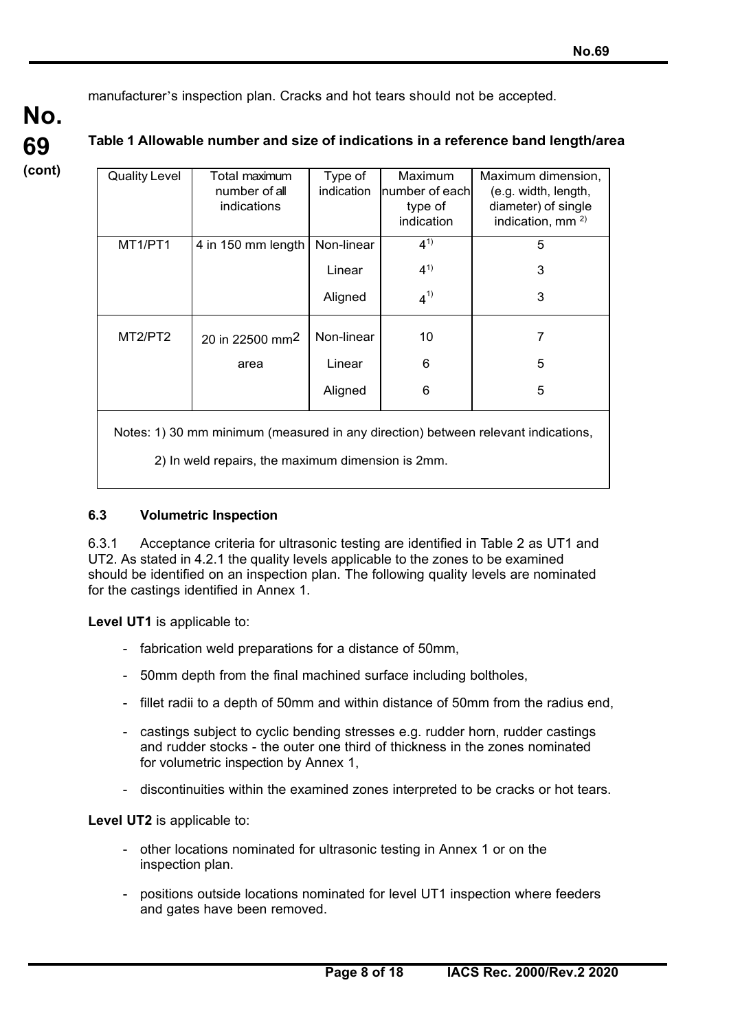manufacturer's inspection plan. Cracks and hot tears should not be accepted.

**Table 1 Allowable number and size of indications in a reference band length/area**

| Quality Level | Total maximum number of all indications | Type of indication | Maximum number of each type of indication | Maximum dimension, (e.g. width, length, diameter) of single indication, mm [2] |
|---|---|---|---|---|
| MT1/PT1 | 4 in 150 mm length | Non-linear | 4[1] | 5 |
| | | Linear | 4[1] | 3 |
| | | Aligned | 4[1] | 3 |
| MT2/PT2 | 20 in 22500 mm$^2$ area | Non-linear | 10 | 7 |
| | | Linear | 6 | 5 |
| | | Aligned | 6 | 5 |

Notes: 1) 30 mm minimum (measured in any direction) between relevant indications,

2) In weld repairs, the maximum dimension is 2mm.

### 6.3 Volumetric Inspection

6.3.1 Acceptance criteria for ultrasonic testing are identified in Table 2 as UT1 and UT2. As stated in 4.2.1 the quality levels applicable to the zones to be examined should be identified on an inspection plan. The following quality levels are nominated for the castings identified in Annex 1.

**Level UT1** is applicable to:

- fabrication weld preparations for a distance of 50mm,
- 50mm depth from the final machined surface including boltholes,
- fillet radii to a depth of 50mm and within distance of 50mm from the radius end,
- castings subject to cyclic bending stresses e.g. rudder horn, rudder castings and rudder stocks - the outer one third of thickness in the zones nominated for volumetric inspection by Annex 1,
- discontinuities within the examined zones interpreted to be cracks or hot tears.

**Level UT2** is applicable to:

- other locations nominated for ultrasonic testing in Annex 1 or on the inspection plan.
- positions outside locations nominated for level UT1 inspection where feeders and gates have been removed.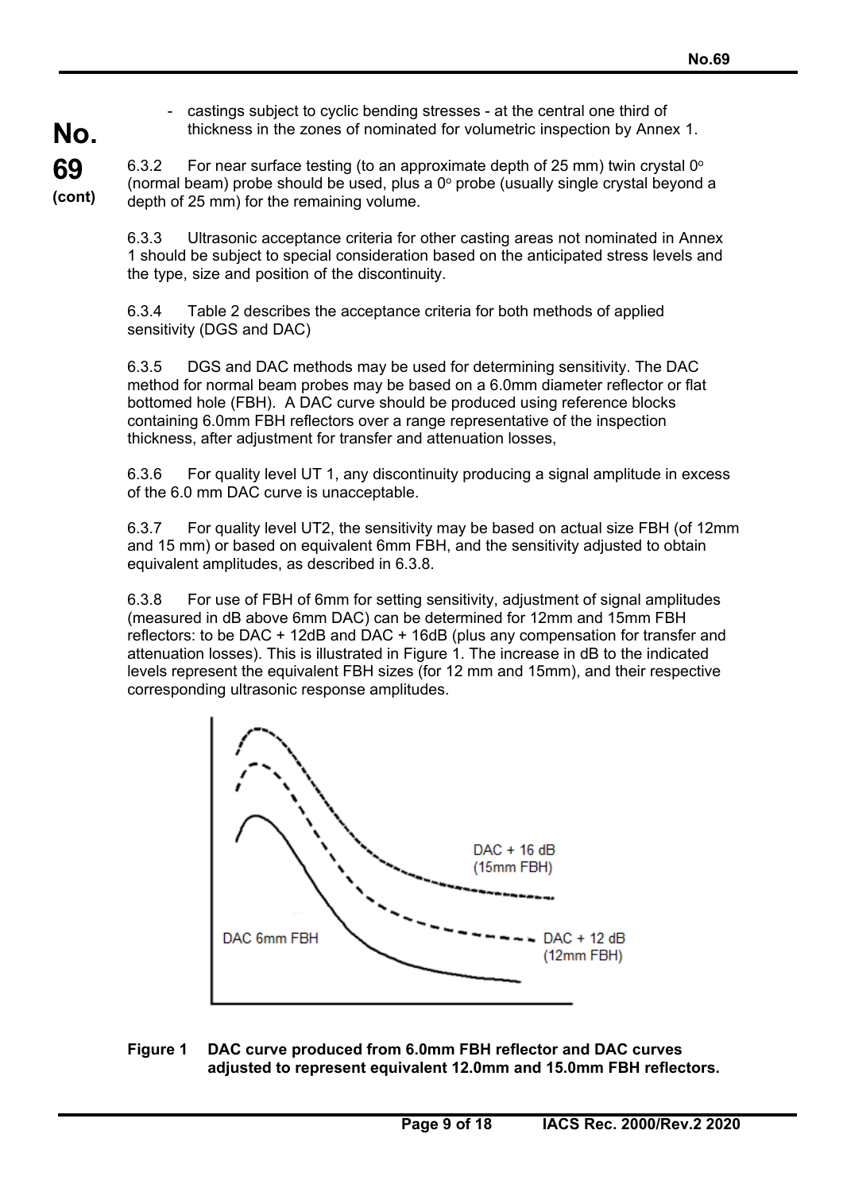- castings subject to cyclic bending stresses - at the central one third of thickness in the zones of nominated for volumetric inspection by Annex 1.

6.3.2 For near surface testing (to an approximate depth of 25 mm) twin crystal 0° (normal beam) probe should be used, plus a 0° probe (usually single crystal beyond a depth of 25 mm) for the remaining volume.

6.3.3 Ultrasonic acceptance criteria for other casting areas not nominated in Annex 1 should be subject to special consideration based on the anticipated stress levels and the type, size and position of the discontinuity.

6.3.4 Table 2 describes the acceptance criteria for both methods of applied sensitivity (DGS and DAC)

6.3.5 DGS and DAC methods may be used for determining sensitivity. The DAC method for normal beam probes may be based on a 6.0mm diameter reflector or flat bottomed hole (FBH). A DAC curve should be produced using reference blocks containing 6.0mm FBH reflectors over a range representative of the inspection thickness, after adjustment for transfer and attenuation losses,

6.3.6 For quality level UT 1, any discontinuity producing a signal amplitude in excess of the 6.0 mm DAC curve is unacceptable.

6.3.7 For quality level UT2, the sensitivity may be based on actual size FBH (of 12mm and 15 mm) or based on equivalent 6mm FBH, and the sensitivity adjusted to obtain equivalent amplitudes, as described in 6.3.8.

6.3.8 For use of FBH of 6mm for setting sensitivity, adjustment of signal amplitudes (measured in dB above 6mm DAC) can be determined for 12mm and 15mm FBH reflectors: to be DAC + 12dB and DAC + 16dB (plus any compensation for transfer and attenuation losses). This is illustrated in Figure 1. The increase in dB to the indicated levels represent the equivalent FBH sizes (for 12 mm and 15mm), and their respective corresponding ultrasonic response amplitudes.

DAC + 16 dB (15mm FBH)

DAC 6mm FBH

DAC + 12 dB (12mm FBH)

**Figure 1 DAC curve produced from 6.0mm FBH reflector and DAC curves adjusted to represent equivalent 12.0mm and 15.0mm FBH reflectors.**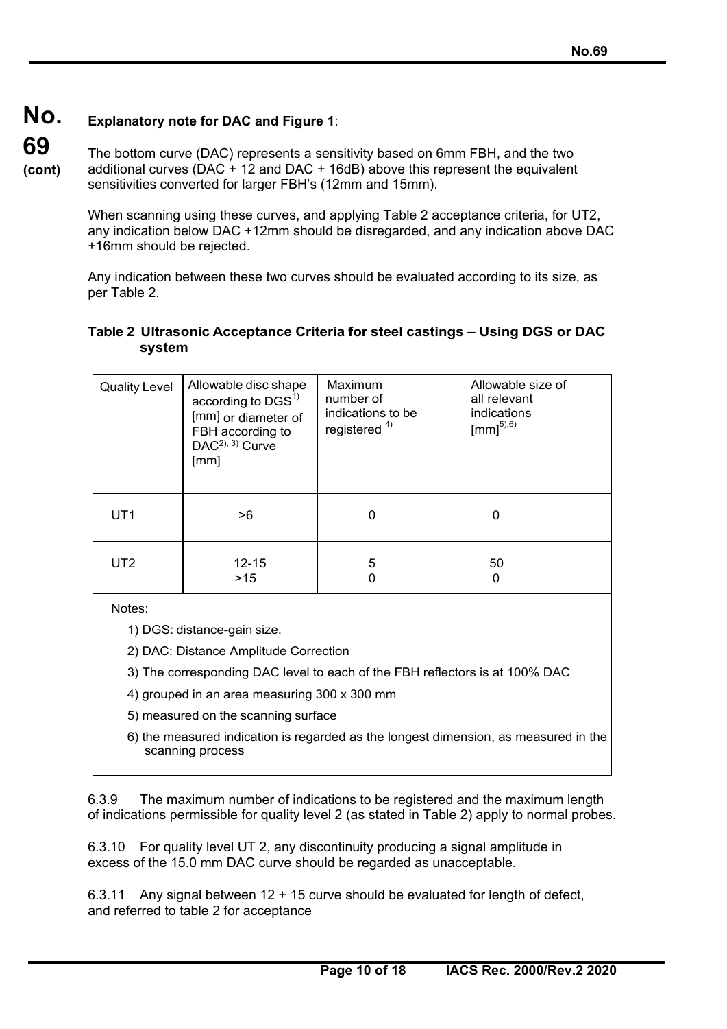**Explanatory note for DAC and Figure 1**:

The bottom curve (DAC) represents a sensitivity based on 6mm FBH, and the two additional curves (DAC + 12 and DAC + 16dB) above this represent the equivalent sensitivities converted for larger FBH's (12mm and 15mm).

When scanning using these curves, and applying Table 2 acceptance criteria, for UT2, any indication below DAC +12mm should be disregarded, and any indication above DAC +16mm should be rejected.

Any indication between these two curves should be evaluated according to its size, as per Table 2.

**Table 2 Ultrasonic Acceptance Criteria for steel castings – Using DGS or DAC system**

| Quality Level | Allowable disc shape according to DGS[1)] [mm] or diameter of FBH according to DAC[2), 3)] Curve [mm] | Maximum number of indications to be registered [4)] | Allowable size of all relevant indications [mm][5),6)] |
|---|---|---|---|
| UT1 | >6 | 0 | 0 |
| UT2 | 12-15<br>>15 | 5<br>0 | 50<br>0 |

Notes:

1) DGS: distance-gain size.

2) DAC: Distance Amplitude Correction

3) The corresponding DAC level to each of the FBH reflectors is at 100% DAC

4) grouped in an area measuring 300 x 300 mm

5) measured on the scanning surface

6) the measured indication is regarded as the longest dimension, as measured in the scanning process

6.3.9 The maximum number of indications to be registered and the maximum length of indications permissible for quality level 2 (as stated in Table 2) apply to normal probes.

6.3.10 For quality level UT 2, any discontinuity producing a signal amplitude in excess of the 15.0 mm DAC curve should be regarded as unacceptable.

6.3.11 Any signal between 12 + 15 curve should be evaluated for length of defect, and referred to table 2 for acceptance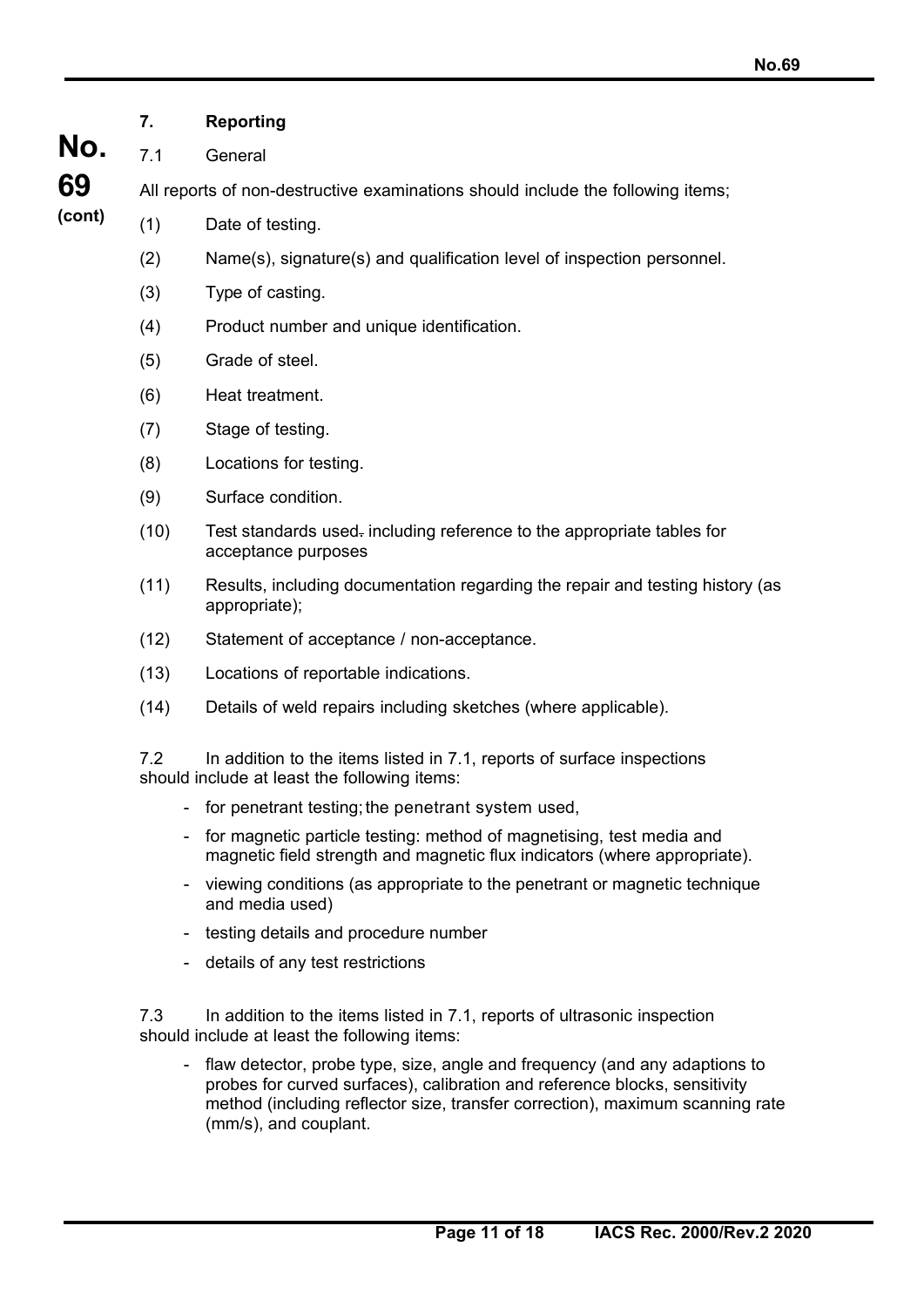## 7. Reporting

### 7.1 General

All reports of non-destructive examinations should include the following items;

(1) Date of testing.

(2) Name(s), signature(s) and qualification level of inspection personnel.

(3) Type of casting.

(4) Product number and unique identification.

(5) Grade of steel.

(6) Heat treatment.

(7) Stage of testing.

(8) Locations for testing.

(9) Surface condition.

(10) Test standards used. including reference to the appropriate tables for acceptance purposes

(11) Results, including documentation regarding the repair and testing history (as appropriate);

(12) Statement of acceptance / non-acceptance.

(13) Locations of reportable indications.

(14) Details of weld repairs including sketches (where applicable).

7.2 In addition to the items listed in 7.1, reports of surface inspections should include at least the following items:

- for penetrant testing; the penetrant system used,
- for magnetic particle testing: method of magnetising, test media and magnetic field strength and magnetic flux indicators (where appropriate).
- viewing conditions (as appropriate to the penetrant or magnetic technique and media used)
- testing details and procedure number
- details of any test restrictions

7.3 In addition to the items listed in 7.1, reports of ultrasonic inspection should include at least the following items:

- flaw detector, probe type, size, angle and frequency (and any adaptions to probes for curved surfaces), calibration and reference blocks, sensitivity method (including reflector size, transfer correction), maximum scanning rate (mm/s), and couplant.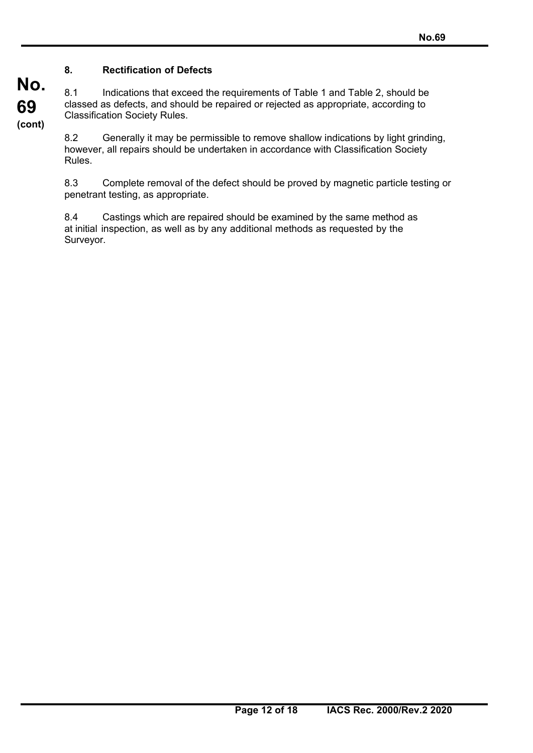## 8. Rectification of Defects

8.1 Indications that exceed the requirements of Table 1 and Table 2, should be classed as defects, and should be repaired or rejected as appropriate, according to Classification Society Rules.

8.2 Generally it may be permissible to remove shallow indications by light grinding, however, all repairs should be undertaken in accordance with Classification Society Rules.

8.3 Complete removal of the defect should be proved by magnetic particle testing or penetrant testing, as appropriate.

8.4 Castings which are repaired should be examined by the same method as at initial inspection, as well as by any additional methods as requested by the Surveyor.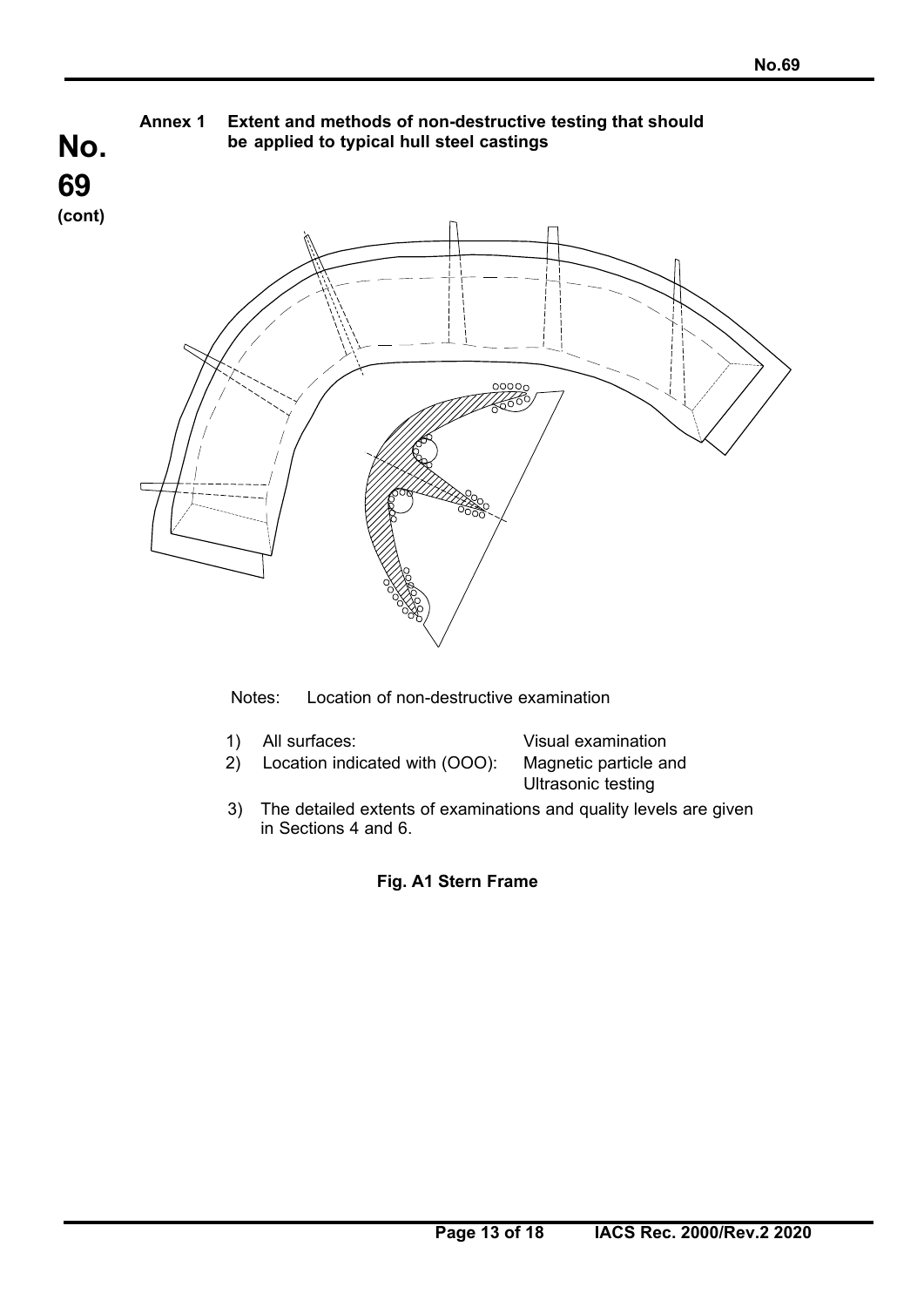## Annex 1 Extent and methods of non-destructive testing that should be applied to typical hull steel castings

Notes: Location of non-destructive examination

1) All surfaces: Visual examination
2) Location indicated with (OOO): Magnetic particle and Ultrasonic testing
3) The detailed extents of examinations and quality levels are given in Sections 4 and 6.

**Fig. A1 Stern Frame**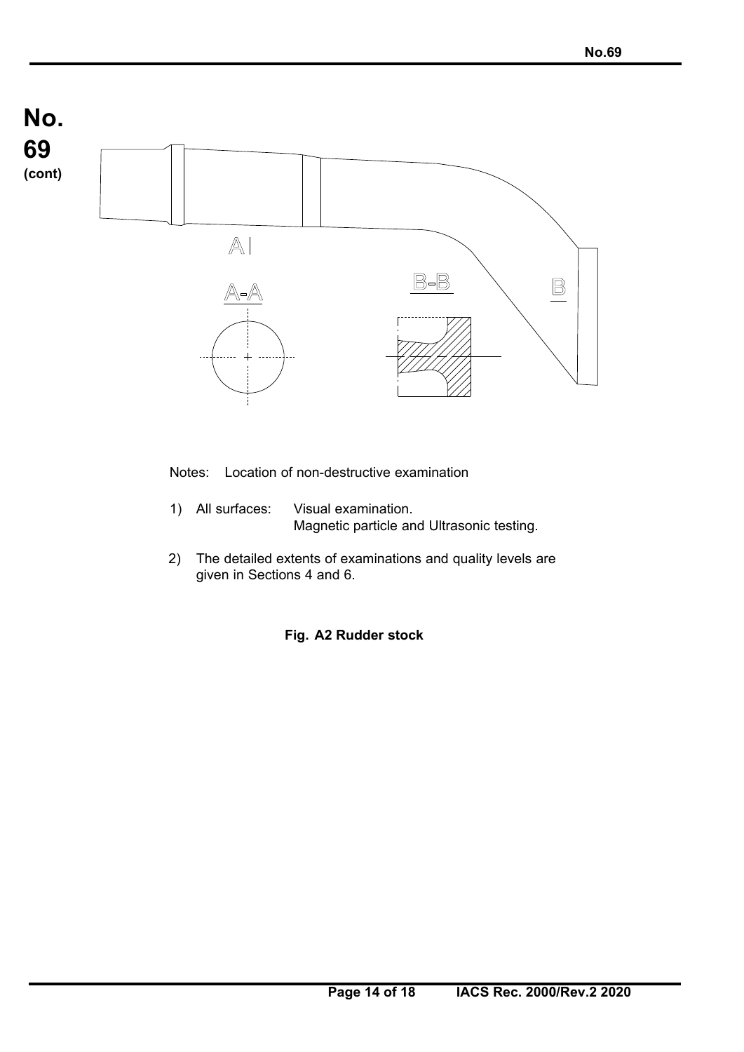Notes: Location of non-destructive examination

1) All surfaces: Visual examination.
   Magnetic particle and Ultrasonic testing.

2) The detailed extents of examinations and quality levels are given in Sections 4 and 6.

**Fig. A2 Rudder stock**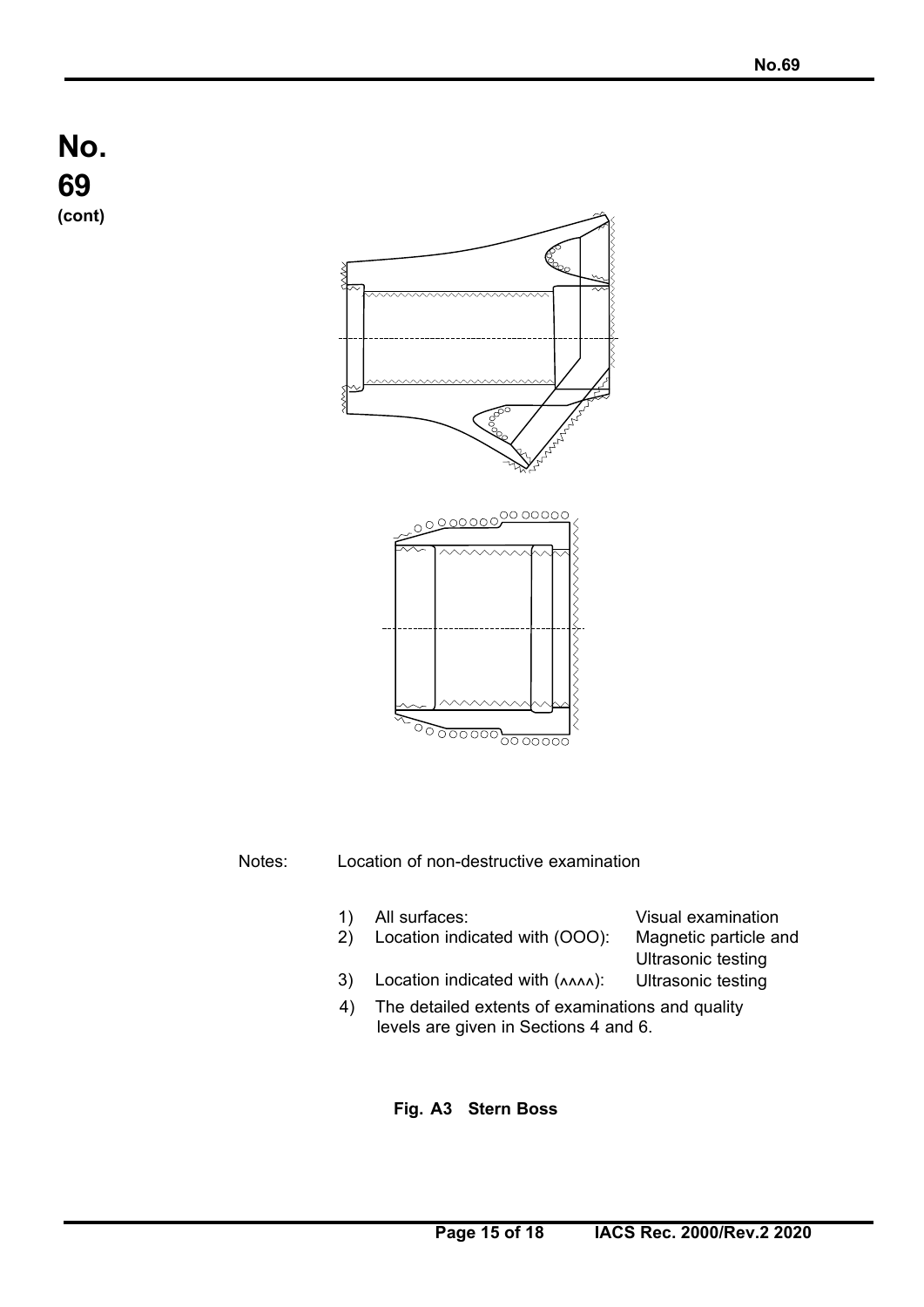Notes: Location of non-destructive examination

1) All surfaces: Visual examination
2) Location indicated with (OOO): Magnetic particle and Ultrasonic testing
3) Location indicated with (ʌʌʌʌ): Ultrasonic testing
4) The detailed extents of examinations and quality levels are given in Sections 4 and 6.

**Fig. A3 Stern Boss**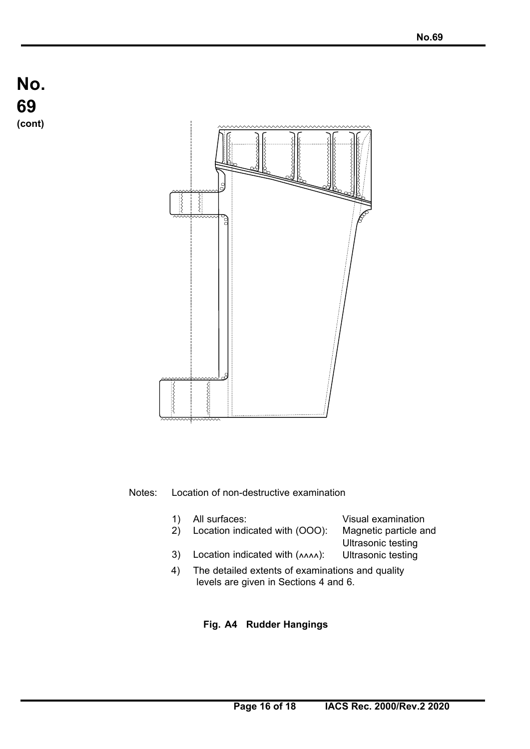**No. 69 (cont)**

Notes: Location of non-destructive examination

1) All surfaces: Visual examination
2) Location indicated with (OOO): Magnetic particle and Ultrasonic testing
3) Location indicated with (∧∧∧∧): Ultrasonic testing
4) The detailed extents of examinations and quality levels are given in Sections 4 and 6.

**Fig. A4 Rudder Hangings**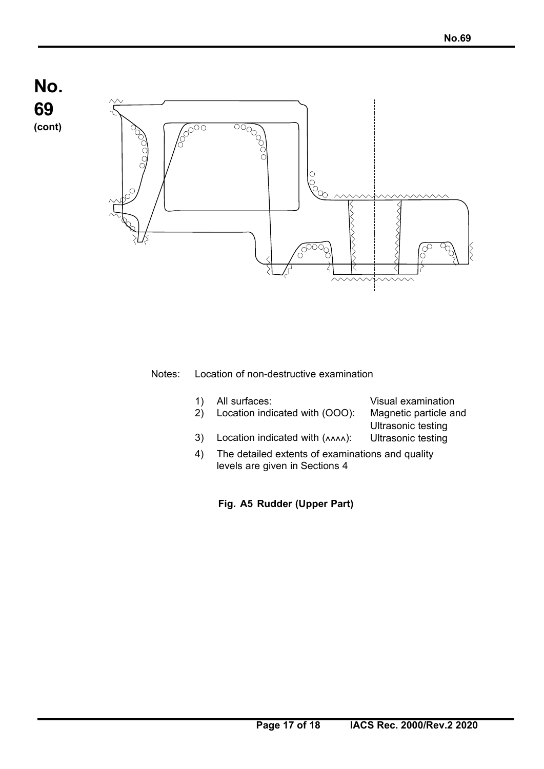Notes: Location of non-destructive examination

1) All surfaces: Visual examination
2) Location indicated with (OOO): Magnetic particle and Ultrasonic testing
3) Location indicated with (^^^^): Ultrasonic testing
4) The detailed extents of examinations and quality levels are given in Sections 4

**Fig. A5 Rudder (Upper Part)**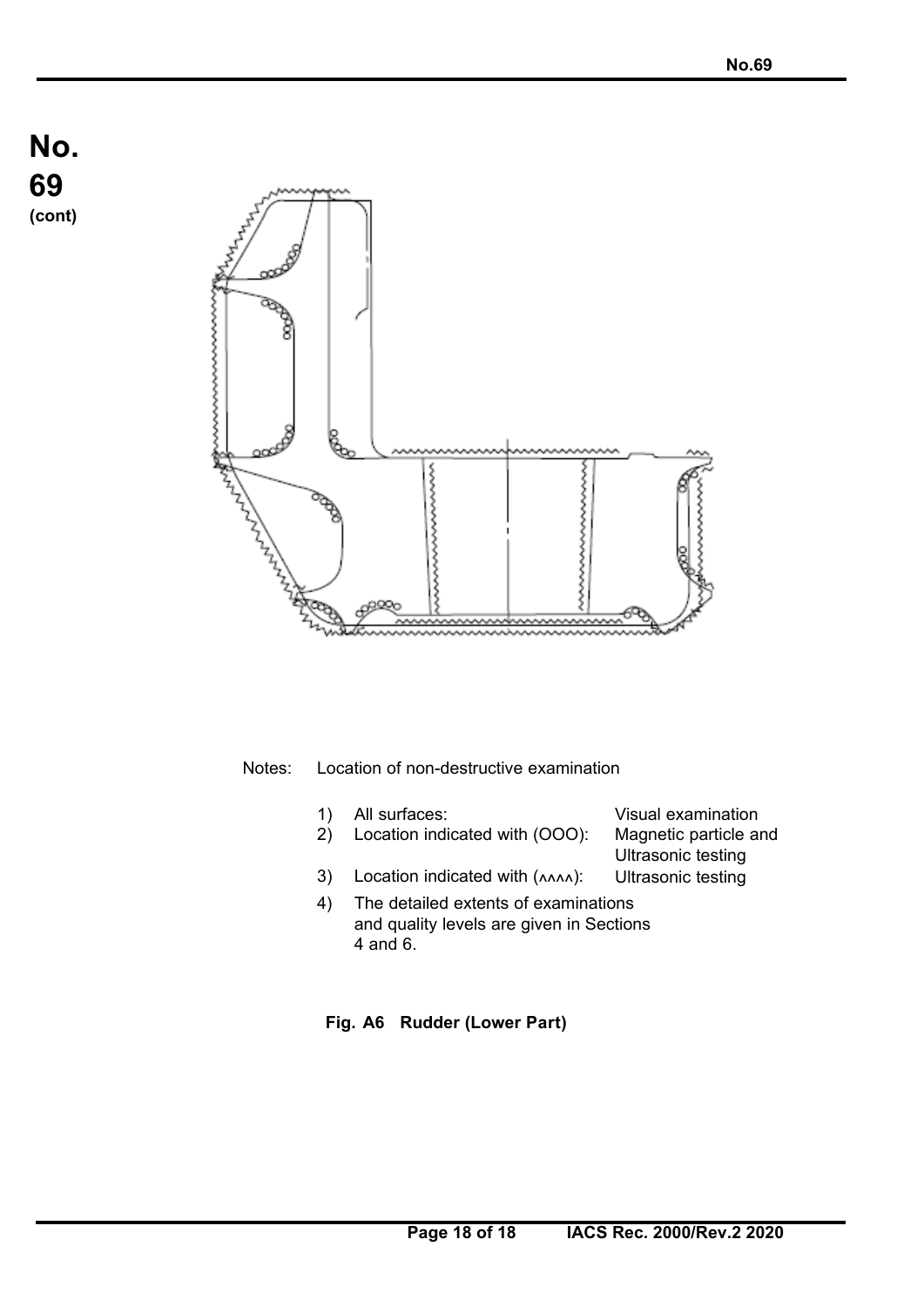Notes: Location of non-destructive examination

1) All surfaces: Visual examination
2) Location indicated with (OOO): Magnetic particle and Ultrasonic testing
3) Location indicated with (^^^^): Ultrasonic testing
4) The detailed extents of examinations and quality levels are given in Sections 4 and 6.

**Fig. A6 Rudder (Lower Part)**